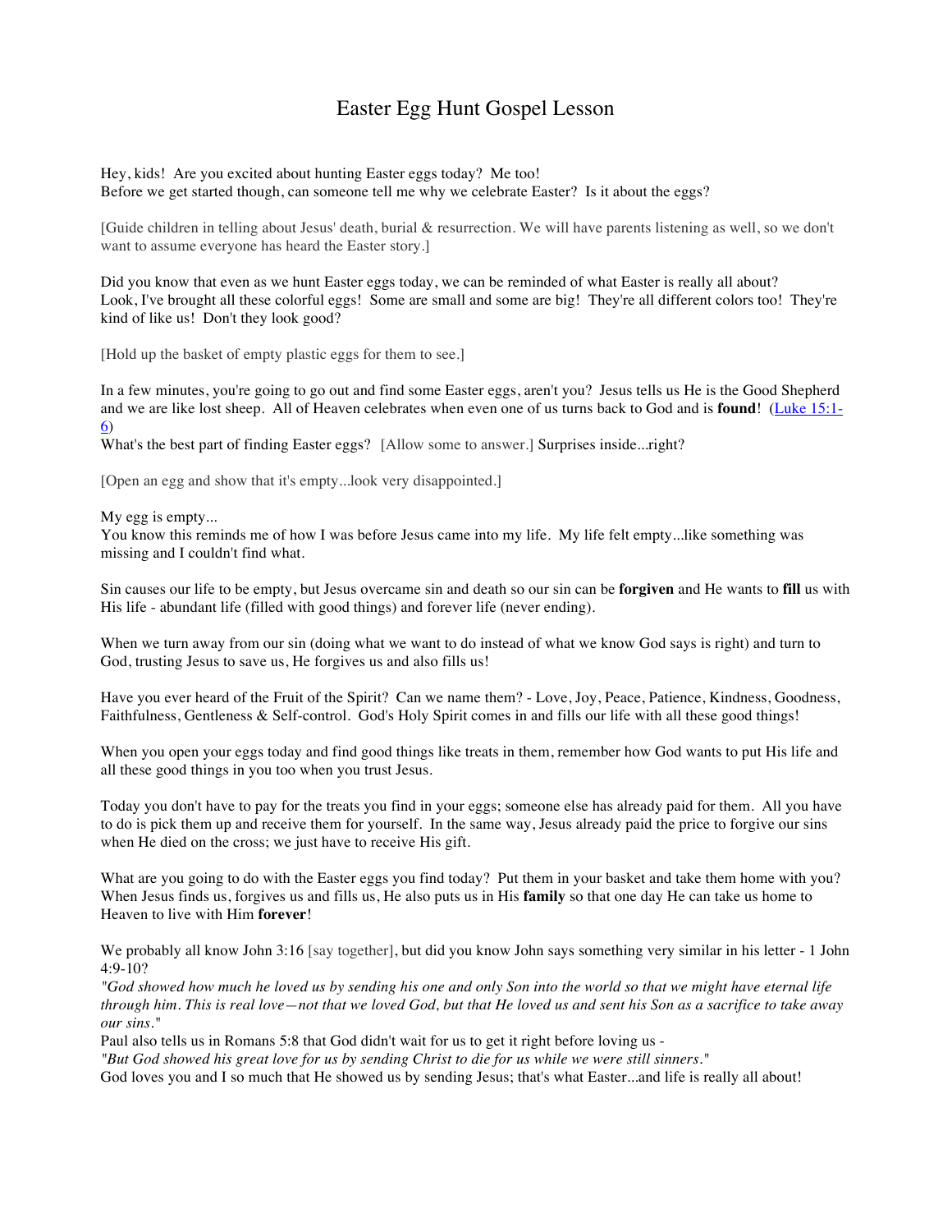# Easter Egg Hunt Gospel Lesson

Hey, kids! Are you excited about hunting Easter eggs today? Me too!
Before we get started though, can someone tell me why we celebrate Easter? Is it about the eggs?

[Guide children in telling about Jesus' death, burial & resurrection. We will have parents listening as well, so we don't want to assume everyone has heard the Easter story.]

Did you know that even as we hunt Easter eggs today, we can be reminded of what Easter is really all about?
Look, I've brought all these colorful eggs! Some are small and some are big! They're all different colors too! They're kind of like us! Don't they look good?

[Hold up the basket of empty plastic eggs for them to see.]

In a few minutes, you're going to go out and find some Easter eggs, aren't you? Jesus tells us He is the Good Shepherd and we are like lost sheep. All of Heaven celebrates when even one of us turns back to God and is **found**! (Luke 15:1-6)
What's the best part of finding Easter eggs? [Allow some to answer.] Surprises inside...right?

[Open an egg and show that it's empty...look very disappointed.]

My egg is empty...
You know this reminds me of how I was before Jesus came into my life. My life felt empty...like something was missing and I couldn't find what.

Sin causes our life to be empty, but Jesus overcame sin and death so our sin can be **forgiven** and He wants to **fill** us with His life - abundant life (filled with good things) and forever life (never ending).

When we turn away from our sin (doing what we want to do instead of what we know God says is right) and turn to God, trusting Jesus to save us, He forgives us and also fills us!

Have you ever heard of the Fruit of the Spirit? Can we name them? - Love, Joy, Peace, Patience, Kindness, Goodness, Faithfulness, Gentleness & Self-control. God's Holy Spirit comes in and fills our life with all these good things!

When you open your eggs today and find good things like treats in them, remember how God wants to put His life and all these good things in you too when you trust Jesus.

Today you don't have to pay for the treats you find in your eggs; someone else has already paid for them. All you have to do is pick them up and receive them for yourself. In the same way, Jesus already paid the price to forgive our sins when He died on the cross; we just have to receive His gift.

What are you going to do with the Easter eggs you find today? Put them in your basket and take them home with you? When Jesus finds us, forgives us and fills us, He also puts us in His **family** so that one day He can take us home to Heaven to live with Him **forever**!

We probably all know John 3:16 [say together], but did you know John says something very similar in his letter - 1 John 4:9-10?
*"God showed how much he loved us by sending his one and only Son into the world so that we might have eternal life through him. This is real love—not that we loved God, but that He loved us and sent his Son as a sacrifice to take away our sins."*
Paul also tells us in Romans 5:8 that God didn't wait for us to get it right before loving us -
*"But God showed his great love for us by sending Christ to die for us while we were still sinners."*
God loves you and I so much that He showed us by sending Jesus; that's what Easter...and life is really all about!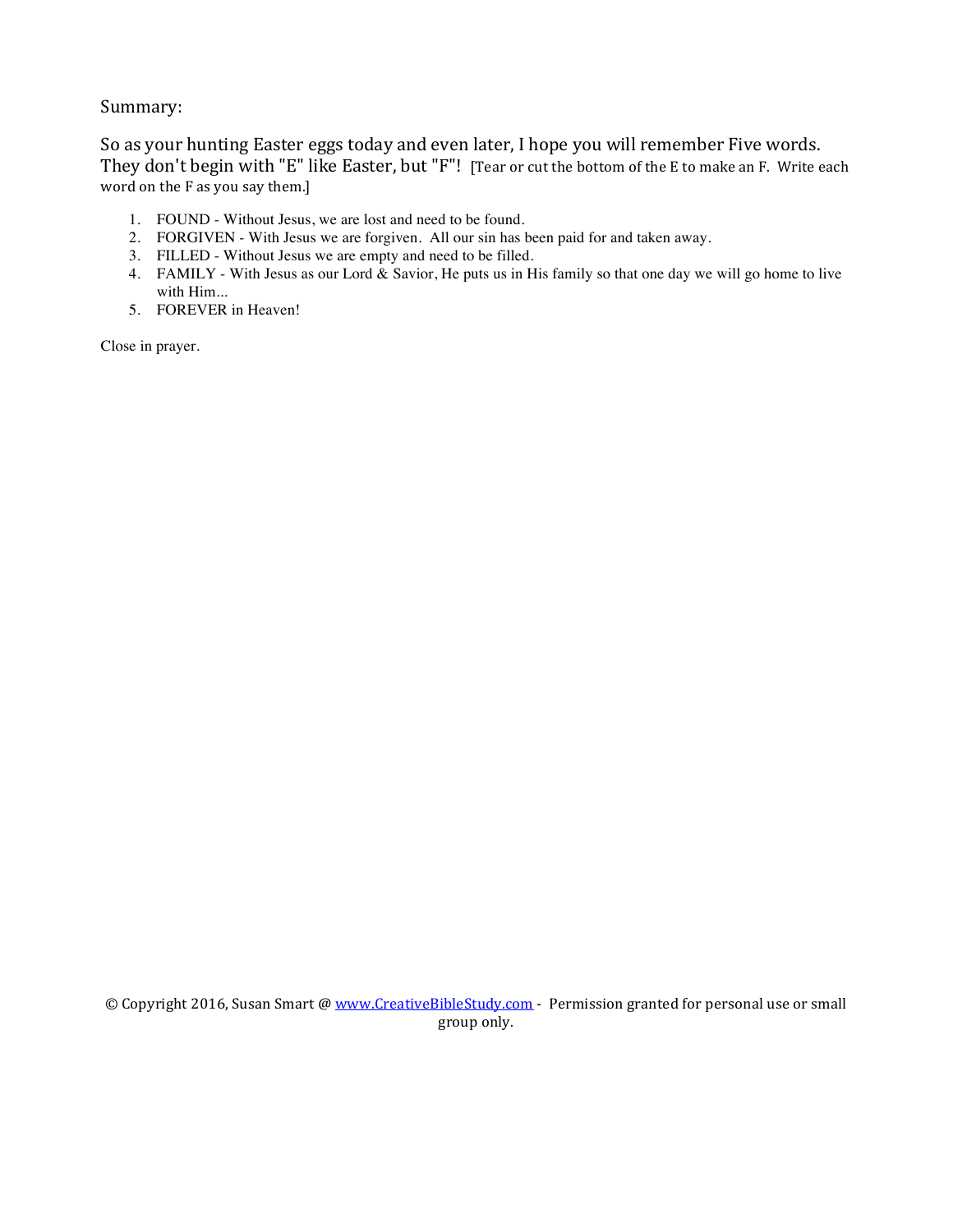Summary:

So as your hunting Easter eggs today and even later, I hope you will remember Five words. They don't begin with "E" like Easter, but "F"! [Tear or cut the bottom of the E to make an F. Write each word on the F as you say them.]

1. FOUND - Without Jesus, we are lost and need to be found.
2. FORGIVEN - With Jesus we are forgiven. All our sin has been paid for and taken away.
3. FILLED - Without Jesus we are empty and need to be filled.
4. FAMILY - With Jesus as our Lord & Savior, He puts us in His family so that one day we will go home to live with Him...
5. FOREVER in Heaven!

Close in prayer.

© Copyright 2016, Susan Smart @ www.CreativeBibleStudy.com - Permission granted for personal use or small group only.